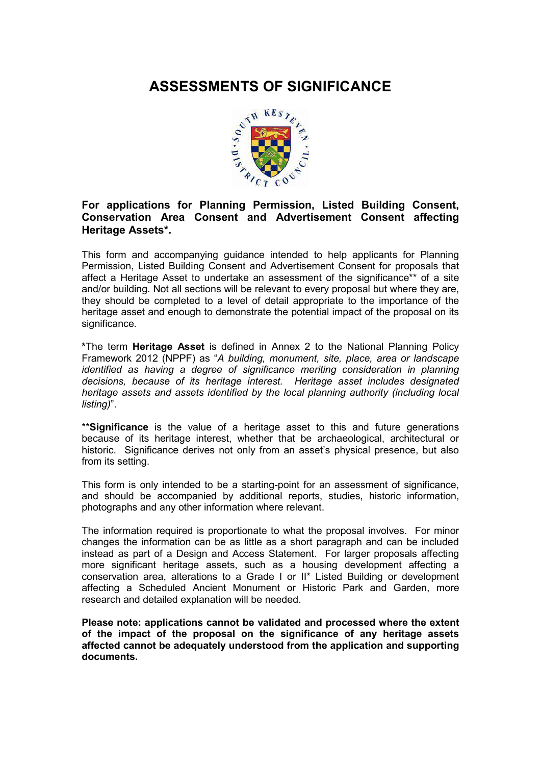# ASSESSMENTS OF SIGNIFICANCE

**For applications for Planning Permission, Listed Building Consent, Conservation Area Consent and Advertisement Consent affecting Heritage Assets*.**

This form and accompanying guidance intended to help applicants for Planning Permission, Listed Building Consent and Advertisement Consent for proposals that affect a Heritage Asset to undertake an assessment of the significance** of a site and/or building. Not all sections will be relevant to every proposal but where they are, they should be completed to a level of detail appropriate to the importance of the heritage asset and enough to demonstrate the potential impact of the proposal on its significance.

***The term **Heritage Asset** is defined in Annex 2 to the National Planning Policy Framework 2012 (NPPF) as "*A building, monument, site, place, area or landscape identified as having a degree of significance meriting consideration in planning decisions, because of its heritage interest. Heritage asset includes designated heritage assets and assets identified by the local planning authority (including local listing)*".

****Significance** is the value of a heritage asset to this and future generations because of its heritage interest, whether that be archaeological, architectural or historic. Significance derives not only from an asset's physical presence, but also from its setting.

This form is only intended to be a starting-point for an assessment of significance, and should be accompanied by additional reports, studies, historic information, photographs and any other information where relevant.

The information required is proportionate to what the proposal involves. For minor changes the information can be as little as a short paragraph and can be included instead as part of a Design and Access Statement. For larger proposals affecting more significant heritage assets, such as a housing development affecting a conservation area, alterations to a Grade I or II* Listed Building or development affecting a Scheduled Ancient Monument or Historic Park and Garden, more research and detailed explanation will be needed.

**Please note: applications cannot be validated and processed where the extent of the impact of the proposal on the significance of any heritage assets affected cannot be adequately understood from the application and supporting documents.**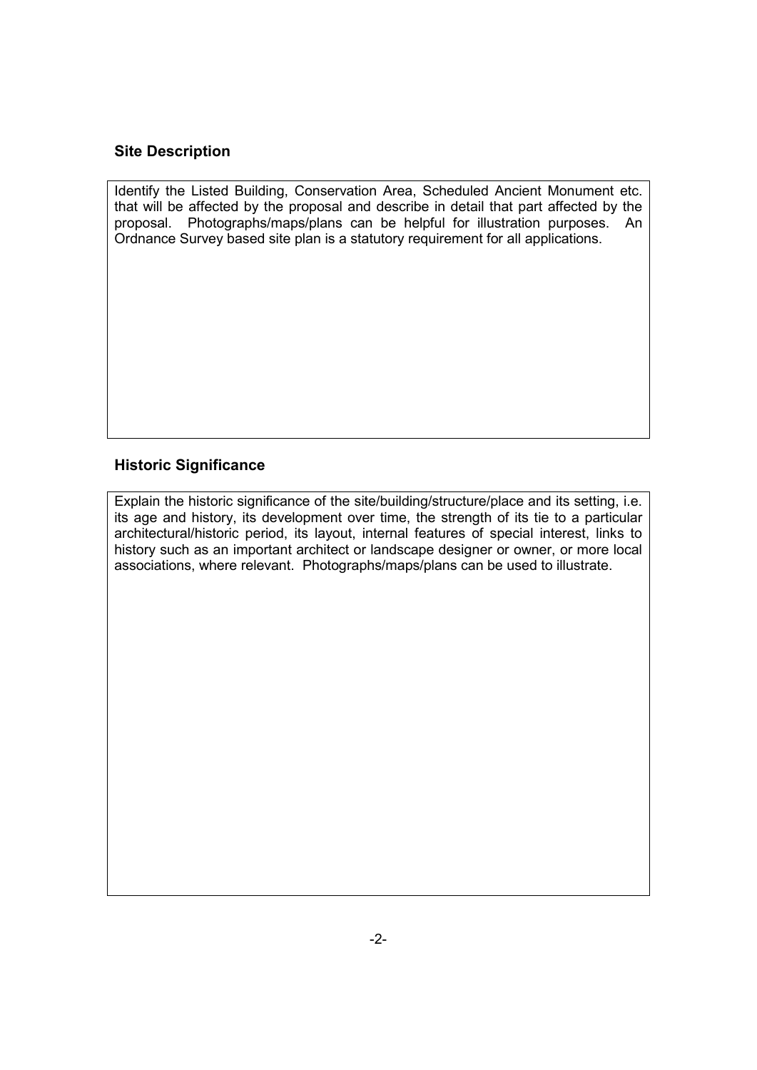## Site Description

Identify the Listed Building, Conservation Area, Scheduled Ancient Monument etc. that will be affected by the proposal and describe in detail that part affected by the proposal. Photographs/maps/plans can be helpful for illustration purposes. An Ordnance Survey based site plan is a statutory requirement for all applications.

## Historic Significance

Explain the historic significance of the site/building/structure/place and its setting, i.e. its age and history, its development over time, the strength of its tie to a particular architectural/historic period, its layout, internal features of special interest, links to history such as an important architect or landscape designer or owner, or more local associations, where relevant. Photographs/maps/plans can be used to illustrate.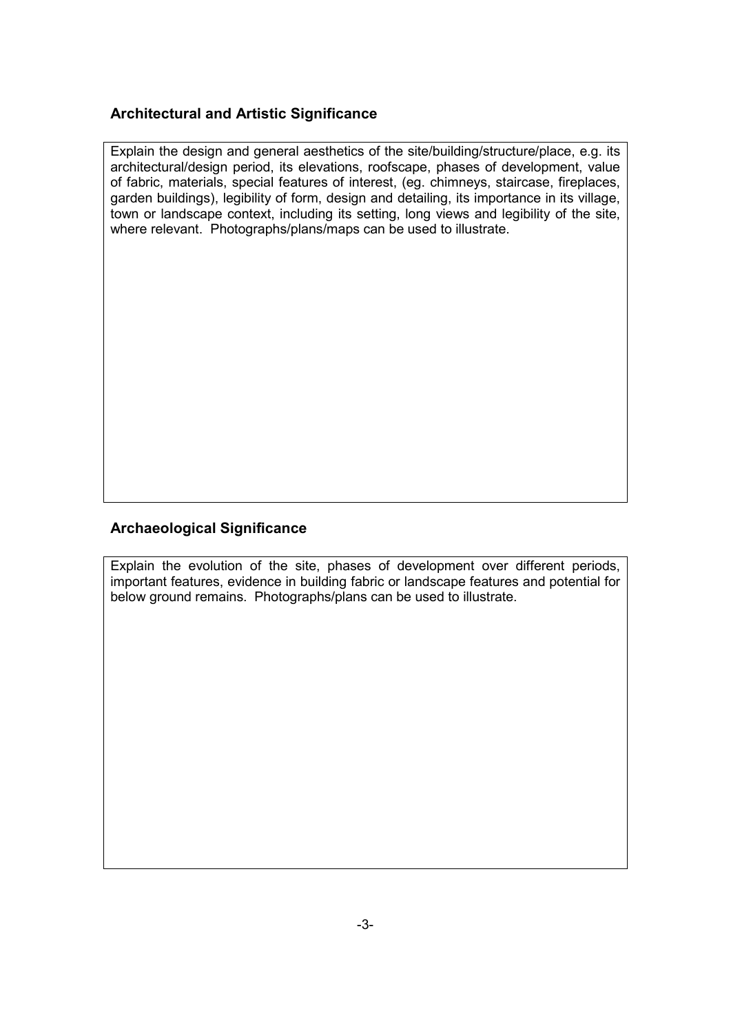## Architectural and Artistic Significance

Explain the design and general aesthetics of the site/building/structure/place, e.g. its architectural/design period, its elevations, roofscape, phases of development, value of fabric, materials, special features of interest, (eg. chimneys, staircase, fireplaces, garden buildings), legibility of form, design and detailing, its importance in its village, town or landscape context, including its setting, long views and legibility of the site, where relevant. Photographs/plans/maps can be used to illustrate.

## Archaeological Significance

Explain the evolution of the site, phases of development over different periods, important features, evidence in building fabric or landscape features and potential for below ground remains. Photographs/plans can be used to illustrate.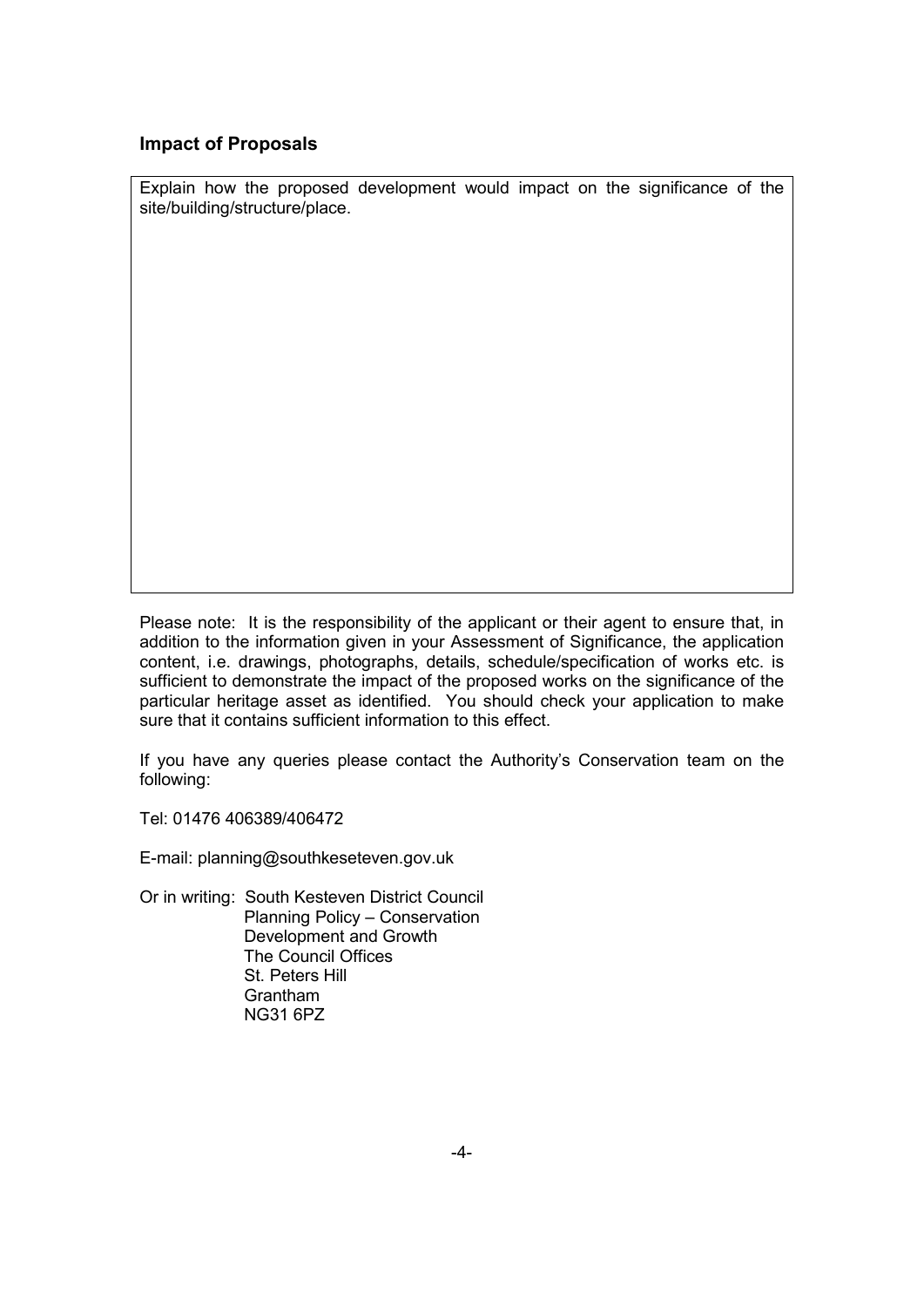## Impact of Proposals

| |
|---|
| Explain how the proposed development would impact on the significance of the site/building/structure/place. |

Please note: It is the responsibility of the applicant or their agent to ensure that, in addition to the information given in your Assessment of Significance, the application content, i.e. drawings, photographs, details, schedule/specification of works etc. is sufficient to demonstrate the impact of the proposed works on the significance of the particular heritage asset as identified. You should check your application to make sure that it contains sufficient information to this effect.

If you have any queries please contact the Authority's Conservation team on the following:

Tel: 01476 406389/406472

E-mail: planning@southkeseteven.gov.uk

Or in writing: South Kesteven District Council
Planning Policy – Conservation
Development and Growth
The Council Offices
St. Peters Hill
Grantham
NG31 6PZ